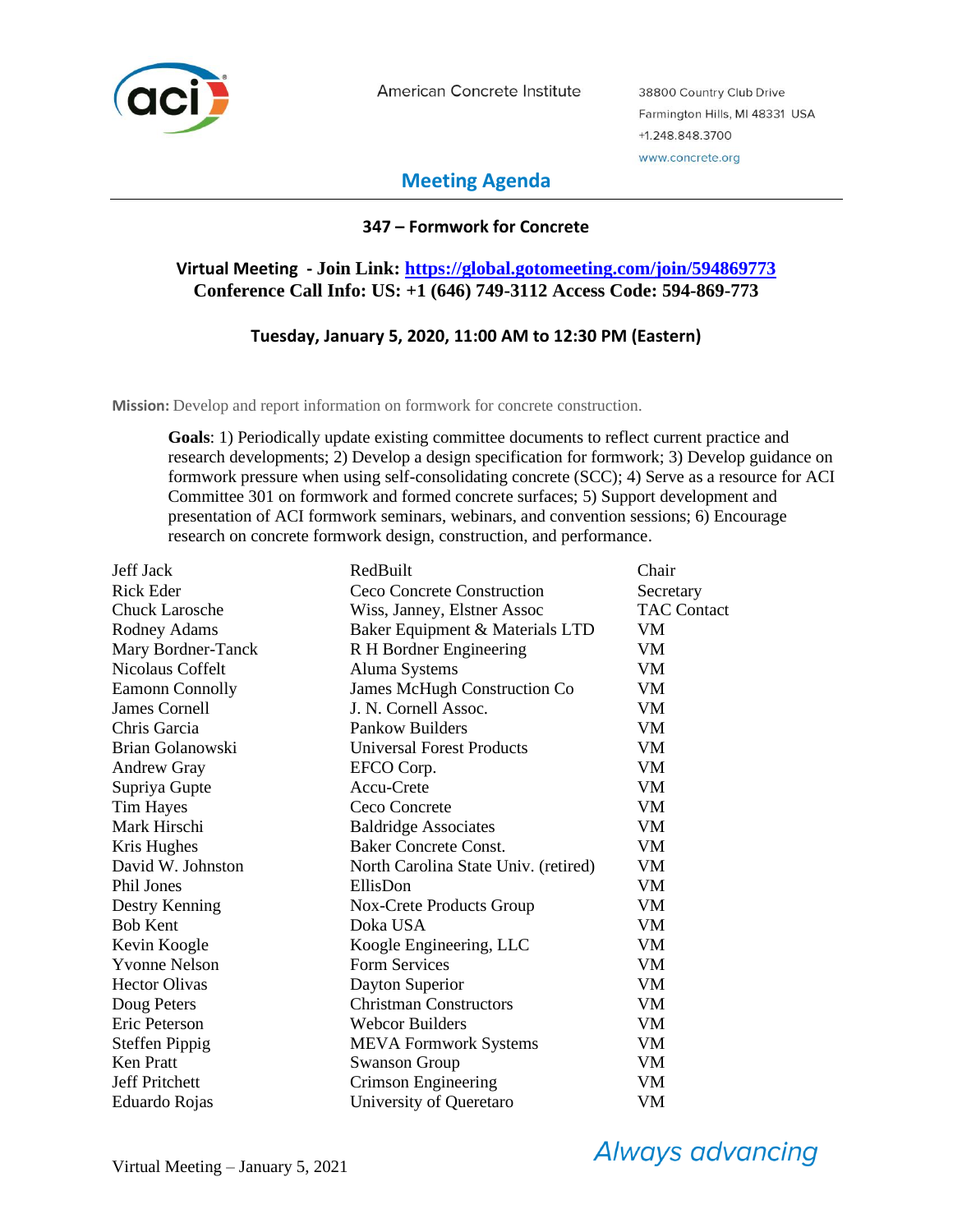American Concrete Institute

38800 Country Club Drive
Farmington Hills, MI 48331 USA
+1.248.848.3700
www.concrete.org

# Meeting Agenda

## 347 – Formwork for Concrete

**Virtual Meeting - Join Link: https://global.gotomeeting.com/join/594869773**
**Conference Call Info: US: +1 (646) 749-3112 Access Code: 594-869-773**

**Tuesday, January 5, 2020, 11:00 AM to 12:30 PM (Eastern)**

**Mission:** Develop and report information on formwork for concrete construction.

**Goals**: 1) Periodically update existing committee documents to reflect current practice and research developments; 2) Develop a design specification for formwork; 3) Develop guidance on formwork pressure when using self-consolidating concrete (SCC); 4) Serve as a resource for ACI Committee 301 on formwork and formed concrete surfaces; 5) Support development and presentation of ACI formwork seminars, webinars, and convention sessions; 6) Encourage research on concrete formwork design, construction, and performance.

| | | |
|---|---|---|
| Jeff Jack | RedBuilt | Chair |
| Rick Eder | Ceco Concrete Construction | Secretary |
| Chuck Larosche | Wiss, Janney, Elstner Assoc | TAC Contact |
| Rodney Adams | Baker Equipment & Materials LTD | VM |
| Mary Bordner-Tanck | R H Bordner Engineering | VM |
| Nicolaus Coffelt | Aluma Systems | VM |
| Eamonn Connolly | James McHugh Construction Co | VM |
| James Cornell | J. N. Cornell Assoc. | VM |
| Chris Garcia | Pankow Builders | VM |
| Brian Golanowski | Universal Forest Products | VM |
| Andrew Gray | EFCO Corp. | VM |
| Supriya Gupte | Accu-Crete | VM |
| Tim Hayes | Ceco Concrete | VM |
| Mark Hirschi | Baldridge Associates | VM |
| Kris Hughes | Baker Concrete Const. | VM |
| David W. Johnston | North Carolina State Univ. (retired) | VM |
| Phil Jones | EllisDon | VM |
| Destry Kenning | Nox-Crete Products Group | VM |
| Bob Kent | Doka USA | VM |
| Kevin Koogle | Koogle Engineering, LLC | VM |
| Yvonne Nelson | Form Services | VM |
| Hector Olivas | Dayton Superior | VM |
| Doug Peters | Christman Constructors | VM |
| Eric Peterson | Webcor Builders | VM |
| Steffen Pippig | MEVA Formwork Systems | VM |
| Ken Pratt | Swanson Group | VM |
| Jeff Pritchett | Crimson Engineering | VM |
| Eduardo Rojas | University of Queretaro | VM |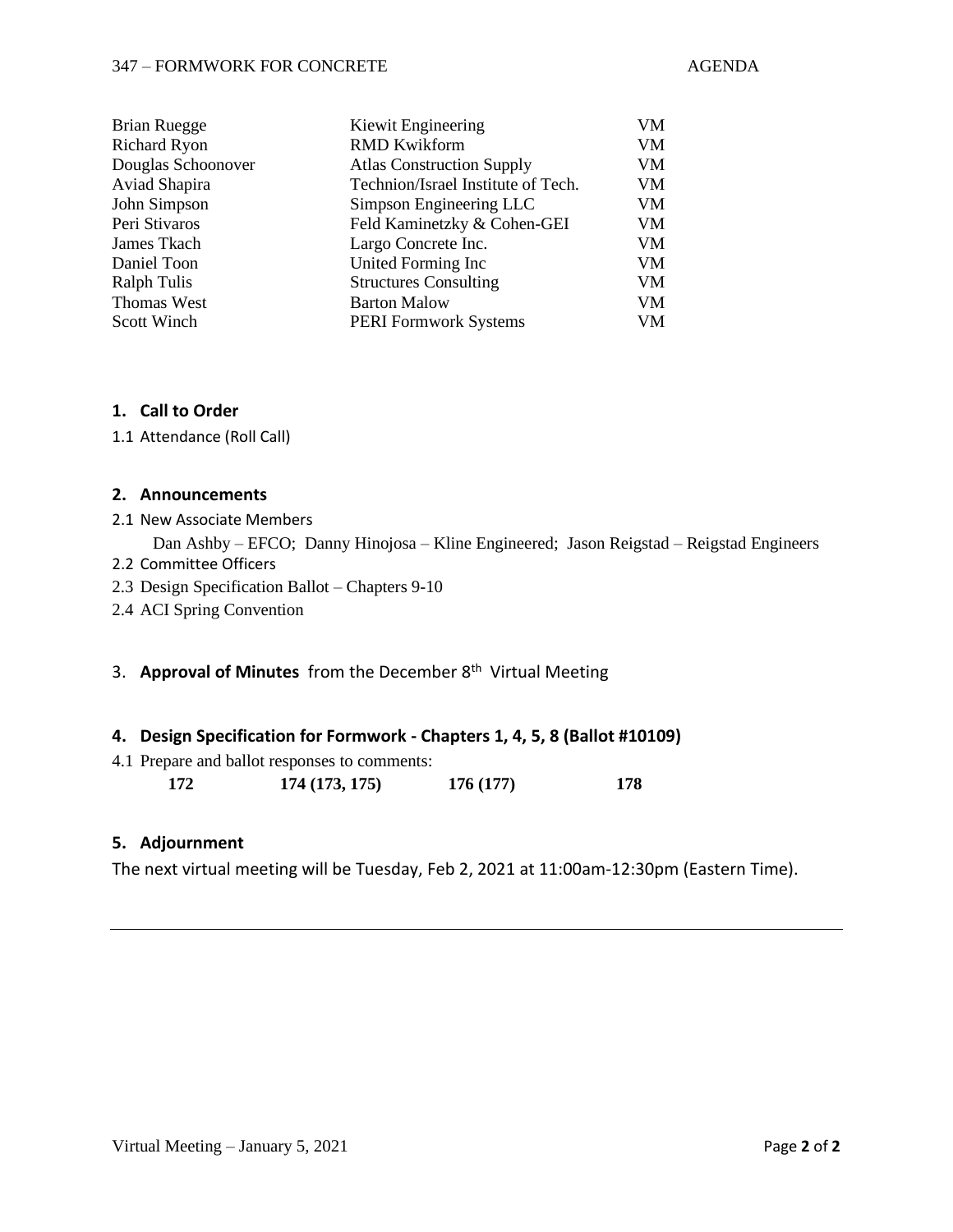| | | |
|---|---|---|
| Brian Ruegge | Kiewit Engineering | VM |
| Richard Ryon | RMD Kwikform | VM |
| Douglas Schoonover | Atlas Construction Supply | VM |
| Aviad Shapira | Technion/Israel Institute of Tech. | VM |
| John Simpson | Simpson Engineering LLC | VM |
| Peri Stivaros | Feld Kaminetzky & Cohen-GEI | VM |
| James Tkach | Largo Concrete Inc. | VM |
| Daniel Toon | United Forming Inc | VM |
| Ralph Tulis | Structures Consulting | VM |
| Thomas West | Barton Malow | VM |
| Scott Winch | PERI Formwork Systems | VM |

## 1. Call to Order

1.1 Attendance (Roll Call)

## 2. Announcements

2.1 New Associate Members

Dan Ashby – EFCO; Danny Hinojosa – Kline Engineered; Jason Reigstad – Reigstad Engineers

2.2 Committee Officers

2.3 Design Specification Ballot – Chapters 9-10

2.4 ACI Spring Convention

## 3. **Approval of Minutes** from the December 8th Virtual Meeting

## 4. Design Specification for Formwork - Chapters 1, 4, 5, 8 (Ballot #10109)

4.1 Prepare and ballot responses to comments:

**172** **174 (173, 175)** **176 (177)** **178**

## 5. Adjournment

The next virtual meeting will be Tuesday, Feb 2, 2021 at 11:00am-12:30pm (Eastern Time).